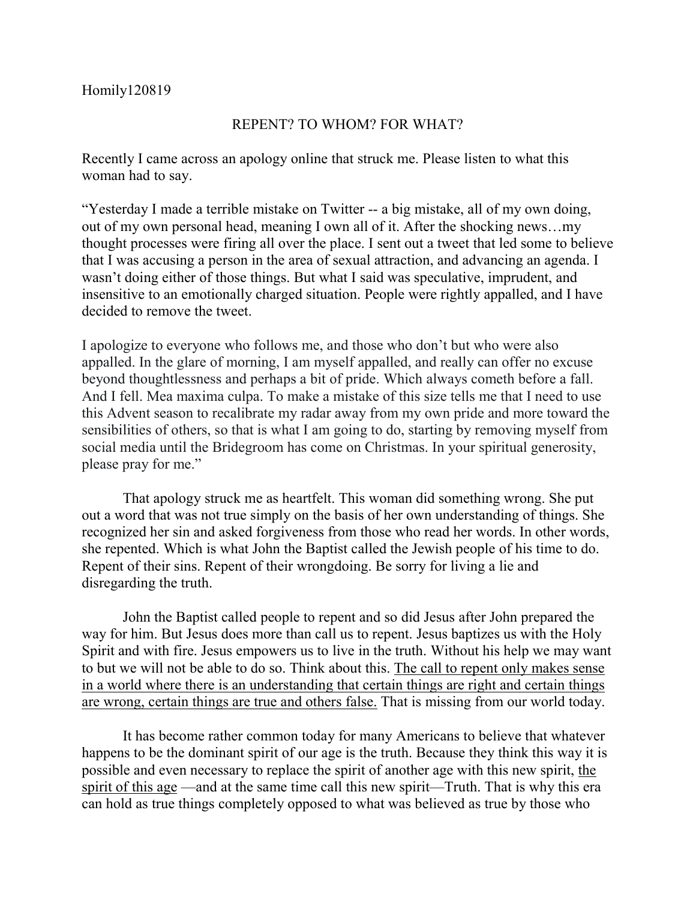Homily120819

# REPENT? TO WHOM? FOR WHAT?

Recently I came across an apology online that struck me. Please listen to what this woman had to say.

"Yesterday I made a terrible mistake on Twitter -- a big mistake, all of my own doing, out of my own personal head, meaning I own all of it. After the shocking news…my thought processes were firing all over the place. I sent out a tweet that led some to believe that I was accusing a person in the area of sexual attraction, and advancing an agenda. I wasn't doing either of those things. But what I said was speculative, imprudent, and insensitive to an emotionally charged situation. People were rightly appalled, and I have decided to remove the tweet.

I apologize to everyone who follows me, and those who don't but who were also appalled. In the glare of morning, I am myself appalled, and really can offer no excuse beyond thoughtlessness and perhaps a bit of pride. Which always cometh before a fall. And I fell. Mea maxima culpa. To make a mistake of this size tells me that I need to use this Advent season to recalibrate my radar away from my own pride and more toward the sensibilities of others, so that is what I am going to do, starting by removing myself from social media until the Bridegroom has come on Christmas. In your spiritual generosity, please pray for me."

That apology struck me as heartfelt. This woman did something wrong. She put out a word that was not true simply on the basis of her own understanding of things. She recognized her sin and asked forgiveness from those who read her words. In other words, she repented. Which is what John the Baptist called the Jewish people of his time to do. Repent of their sins. Repent of their wrongdoing. Be sorry for living a lie and disregarding the truth.

John the Baptist called people to repent and so did Jesus after John prepared the way for him. But Jesus does more than call us to repent. Jesus baptizes us with the Holy Spirit and with fire. Jesus empowers us to live in the truth. Without his help we may want to but we will not be able to do so. Think about this. <u>The call to repent only makes sense in a world where there is an understanding that certain things are right and certain things are wrong, certain things are true and others false.</u> That is missing from our world today.

It has become rather common today for many Americans to believe that whatever happens to be the dominant spirit of our age is the truth. Because they think this way it is possible and even necessary to replace the spirit of another age with this new spirit, <u>the spirit of this age</u> —and at the same time call this new spirit—Truth. That is why this era can hold as true things completely opposed to what was believed as true by those who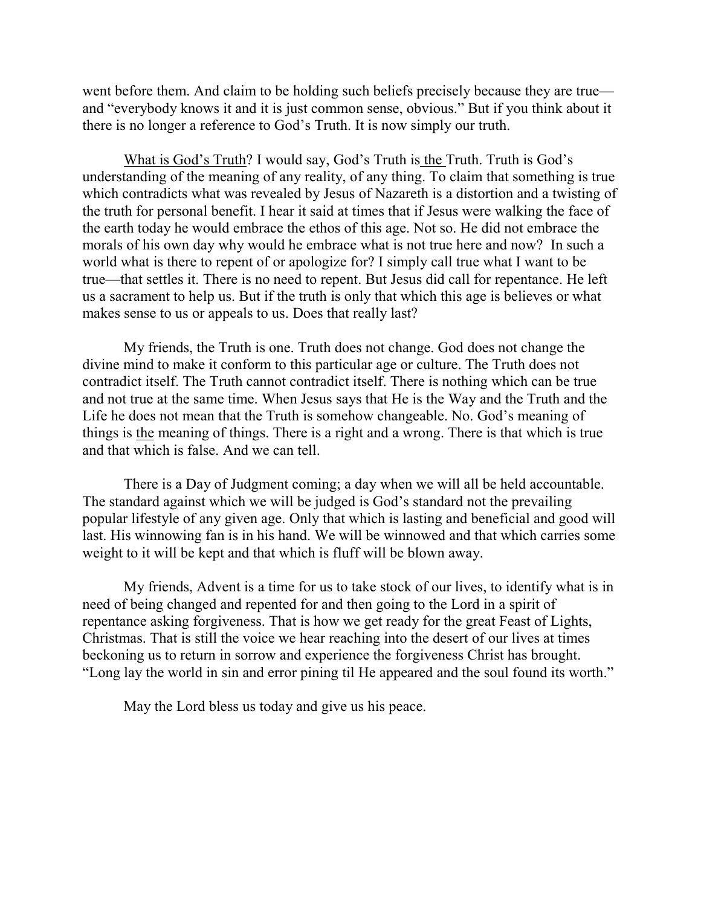went before them. And claim to be holding such beliefs precisely because they are true—and "everybody knows it and it is just common sense, obvious." But if you think about it there is no longer a reference to God's Truth. It is now simply our truth.

<u>What is God's Truth</u>? I would say, God's Truth is <u>the</u> Truth. Truth is God's understanding of the meaning of any reality, of any thing. To claim that something is true which contradicts what was revealed by Jesus of Nazareth is a distortion and a twisting of the truth for personal benefit. I hear it said at times that if Jesus were walking the face of the earth today he would embrace the ethos of this age. Not so. He did not embrace the morals of his own day why would he embrace what is not true here and now? In such a world what is there to repent of or apologize for? I simply call true what I want to be true—that settles it. There is no need to repent. But Jesus did call for repentance. He left us a sacrament to help us. But if the truth is only that which this age is believes or what makes sense to us or appeals to us. Does that really last?

My friends, the Truth is one. Truth does not change. God does not change the divine mind to make it conform to this particular age or culture. The Truth does not contradict itself. The Truth cannot contradict itself. There is nothing which can be true and not true at the same time. When Jesus says that He is the Way and the Truth and the Life he does not mean that the Truth is somehow changeable. No. God's meaning of things is <u>the</u> meaning of things. There is a right and a wrong. There is that which is true and that which is false. And we can tell.

There is a Day of Judgment coming; a day when we will all be held accountable. The standard against which we will be judged is God's standard not the prevailing popular lifestyle of any given age. Only that which is lasting and beneficial and good will last. His winnowing fan is in his hand. We will be winnowed and that which carries some weight to it will be kept and that which is fluff will be blown away.

My friends, Advent is a time for us to take stock of our lives, to identify what is in need of being changed and repented for and then going to the Lord in a spirit of repentance asking forgiveness. That is how we get ready for the great Feast of Lights, Christmas. That is still the voice we hear reaching into the desert of our lives at times beckoning us to return in sorrow and experience the forgiveness Christ has brought. "Long lay the world in sin and error pining til He appeared and the soul found its worth."

May the Lord bless us today and give us his peace.